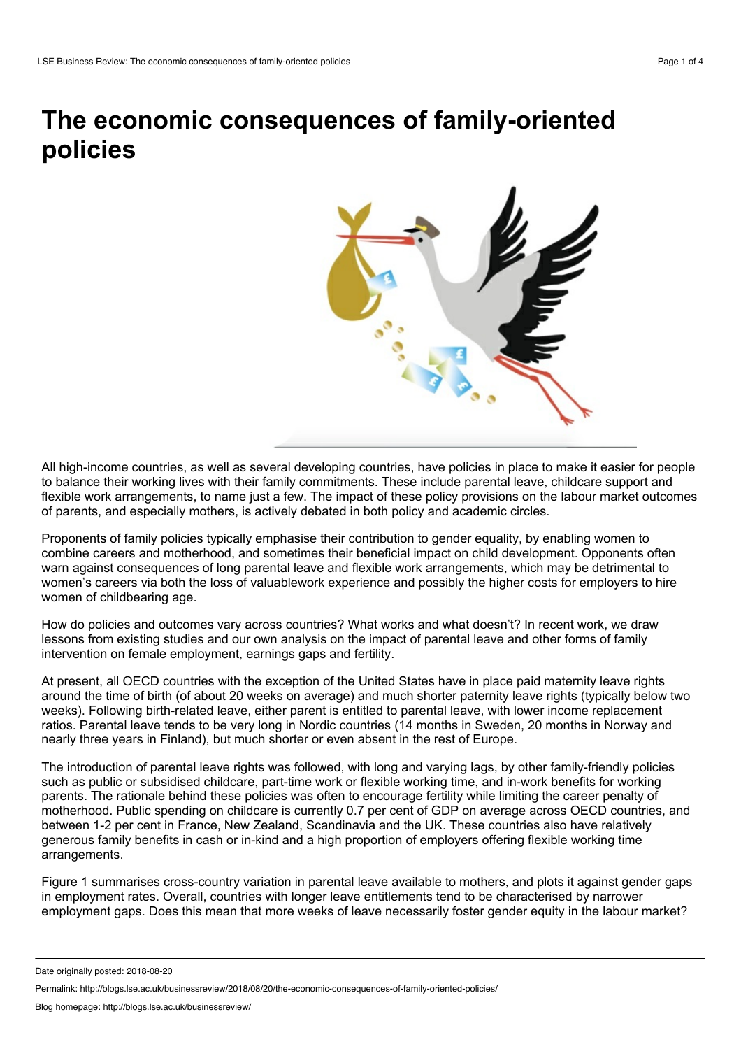# The economic consequences of family-oriented policies

All high-income countries, as well as several developing countries, have policies in place to make it easier for people to balance their working lives with their family commitments. These include parental leave, childcare support and flexible work arrangements, to name just a few. The impact of these policy provisions on the labour market outcomes of parents, and especially mothers, is actively debated in both policy and academic circles.

Proponents of family policies typically emphasise their contribution to gender equality, by enabling women to combine careers and motherhood, and sometimes their beneficial impact on child development. Opponents often warn against consequences of long parental leave and flexible work arrangements, which may be detrimental to women's careers via both the loss of valuablework experience and possibly the higher costs for employers to hire women of childbearing age.

How do policies and outcomes vary across countries? What works and what doesn't? In recent work, we draw lessons from existing studies and our own analysis on the impact of parental leave and other forms of family intervention on female employment, earnings gaps and fertility.

At present, all OECD countries with the exception of the United States have in place paid maternity leave rights around the time of birth (of about 20 weeks on average) and much shorter paternity leave rights (typically below two weeks). Following birth-related leave, either parent is entitled to parental leave, with lower income replacement ratios. Parental leave tends to be very long in Nordic countries (14 months in Sweden, 20 months in Norway and nearly three years in Finland), but much shorter or even absent in the rest of Europe.

The introduction of parental leave rights was followed, with long and varying lags, by other family-friendly policies such as public or subsidised childcare, part-time work or flexible working time, and in-work benefits for working parents. The rationale behind these policies was often to encourage fertility while limiting the career penalty of motherhood. Public spending on childcare is currently 0.7 per cent of GDP on average across OECD countries, and between 1-2 per cent in France, New Zealand, Scandinavia and the UK. These countries also have relatively generous family benefits in cash or in-kind and a high proportion of employers offering flexible working time arrangements.

Figure 1 summarises cross-country variation in parental leave available to mothers, and plots it against gender gaps in employment rates. Overall, countries with longer leave entitlements tend to be characterised by narrower employment gaps. Does this mean that more weeks of leave necessarily foster gender equity in the labour market?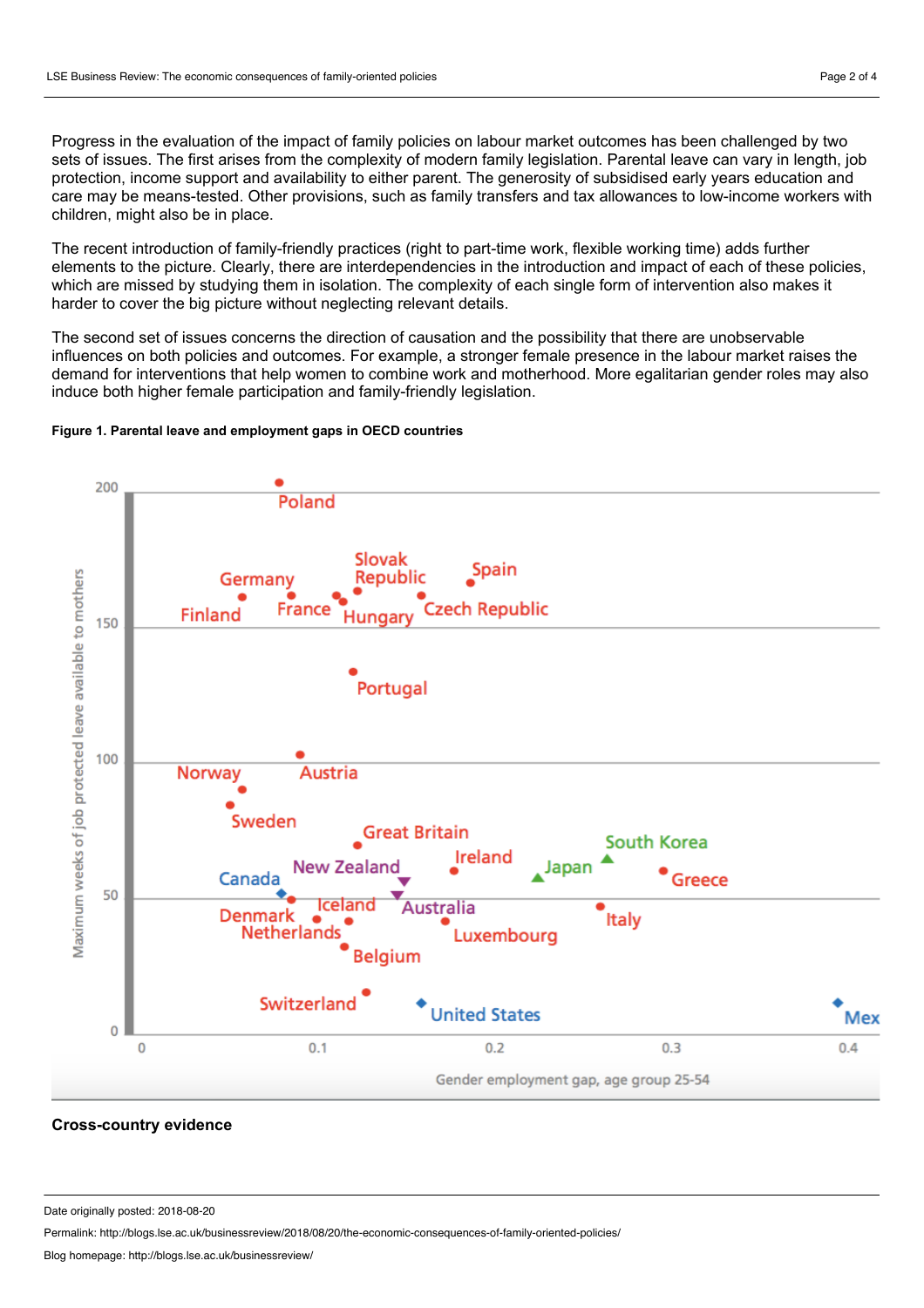Progress in the evaluation of the impact of family policies on labour market outcomes has been challenged by two sets of issues. The first arises from the complexity of modern family legislation. Parental leave can vary in length, job protection, income support and availability to either parent. The generosity of subsidised early years education and care may be means-tested. Other provisions, such as family transfers and tax allowances to low-income workers with children, might also be in place.

The recent introduction of family-friendly practices (right to part-time work, flexible working time) adds further elements to the picture. Clearly, there are interdependencies in the introduction and impact of each of these policies, which are missed by studying them in isolation. The complexity of each single form of intervention also makes it harder to cover the big picture without neglecting relevant details.

The second set of issues concerns the direction of causation and the possibility that there are unobservable influences on both policies and outcomes. For example, a stronger female presence in the labour market raises the demand for interventions that help women to combine work and motherhood. More egalitarian gender roles may also induce both higher female participation and family-friendly legislation.

**Figure 1. Parental leave and employment gaps in OECD countries**

### Cross-country evidence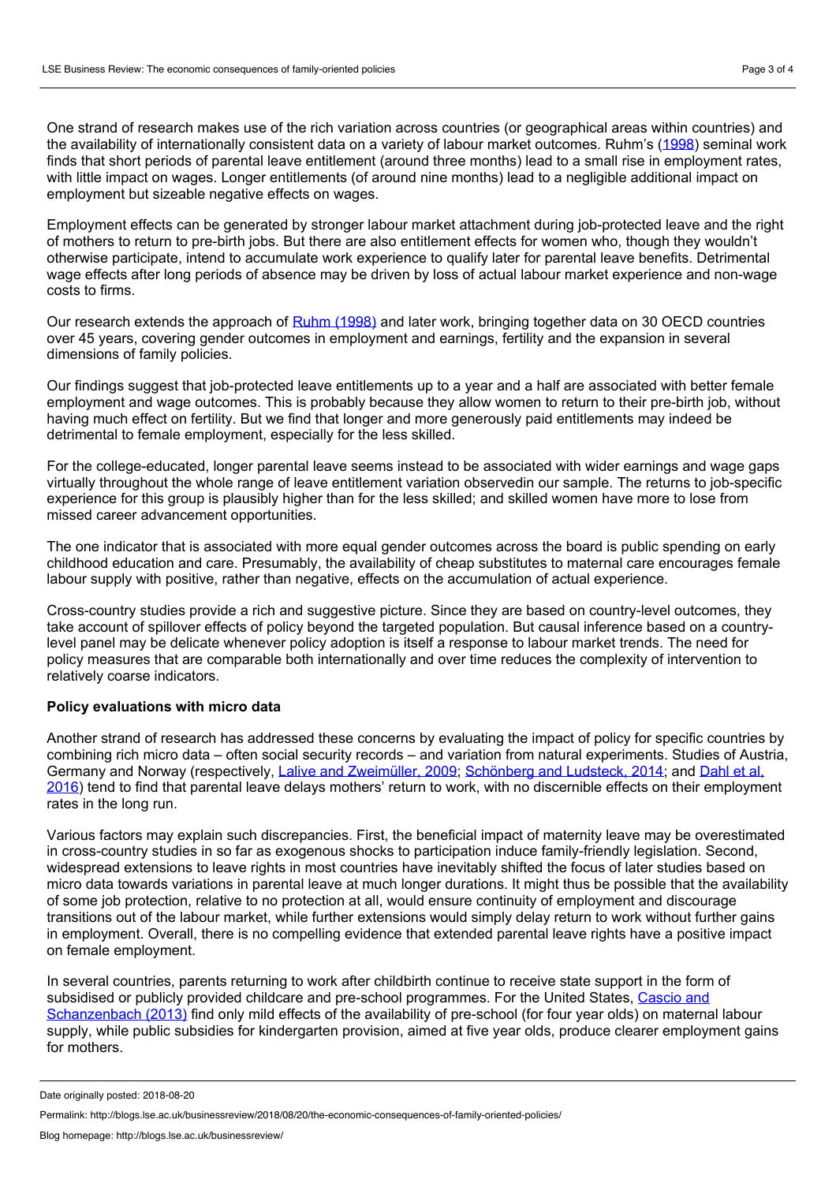One strand of research makes use of the rich variation across countries (or geographical areas within countries) and the availability of internationally consistent data on a variety of labour market outcomes. Ruhm's (1998) seminal work finds that short periods of parental leave entitlement (around three months) lead to a small rise in employment rates, with little impact on wages. Longer entitlements (of around nine months) lead to a negligible additional impact on employment but sizeable negative effects on wages.

Employment effects can be generated by stronger labour market attachment during job-protected leave and the right of mothers to return to pre-birth jobs. But there are also entitlement effects for women who, though they wouldn't otherwise participate, intend to accumulate work experience to qualify later for parental leave benefits. Detrimental wage effects after long periods of absence may be driven by loss of actual labour market experience and non-wage costs to firms.

Our research extends the approach of Ruhm (1998) and later work, bringing together data on 30 OECD countries over 45 years, covering gender outcomes in employment and earnings, fertility and the expansion in several dimensions of family policies.

Our findings suggest that job-protected leave entitlements up to a year and a half are associated with better female employment and wage outcomes. This is probably because they allow women to return to their pre-birth job, without having much effect on fertility. But we find that longer and more generously paid entitlements may indeed be detrimental to female employment, especially for the less skilled.

For the college-educated, longer parental leave seems instead to be associated with wider earnings and wage gaps virtually throughout the whole range of leave entitlement variation observedin our sample. The returns to job-specific experience for this group is plausibly higher than for the less skilled; and skilled women have more to lose from missed career advancement opportunities.

The one indicator that is associated with more equal gender outcomes across the board is public spending on early childhood education and care. Presumably, the availability of cheap substitutes to maternal care encourages female labour supply with positive, rather than negative, effects on the accumulation of actual experience.

Cross-country studies provide a rich and suggestive picture. Since they are based on country-level outcomes, they take account of spillover effects of policy beyond the targeted population. But causal inference based on a country-level panel may be delicate whenever policy adoption is itself a response to labour market trends. The need for policy measures that are comparable both internationally and over time reduces the complexity of intervention to relatively coarse indicators.

**Policy evaluations with micro data**

Another strand of research has addressed these concerns by evaluating the impact of policy for specific countries by combining rich micro data – often social security records – and variation from natural experiments. Studies of Austria, Germany and Norway (respectively, Lalive and Zweimüller, 2009; Schönberg and Ludsteck, 2014; and Dahl et al. 2016) tend to find that parental leave delays mothers' return to work, with no discernible effects on their employment rates in the long run.

Various factors may explain such discrepancies. First, the beneficial impact of maternity leave may be overestimated in cross-country studies in so far as exogenous shocks to participation induce family-friendly legislation. Second, widespread extensions to leave rights in most countries have inevitably shifted the focus of later studies based on micro data towards variations in parental leave at much longer durations. It might thus be possible that the availability of some job protection, relative to no protection at all, would ensure continuity of employment and discourage transitions out of the labour market, while further extensions would simply delay return to work without further gains in employment. Overall, there is no compelling evidence that extended parental leave rights have a positive impact on female employment.

In several countries, parents returning to work after childbirth continue to receive state support in the form of subsidised or publicly provided childcare and pre-school programmes. For the United States, Cascio and Schanzenbach (2013) find only mild effects of the availability of pre-school (for four year olds) on maternal labour supply, while public subsidies for kindergarten provision, aimed at five year olds, produce clearer employment gains for mothers.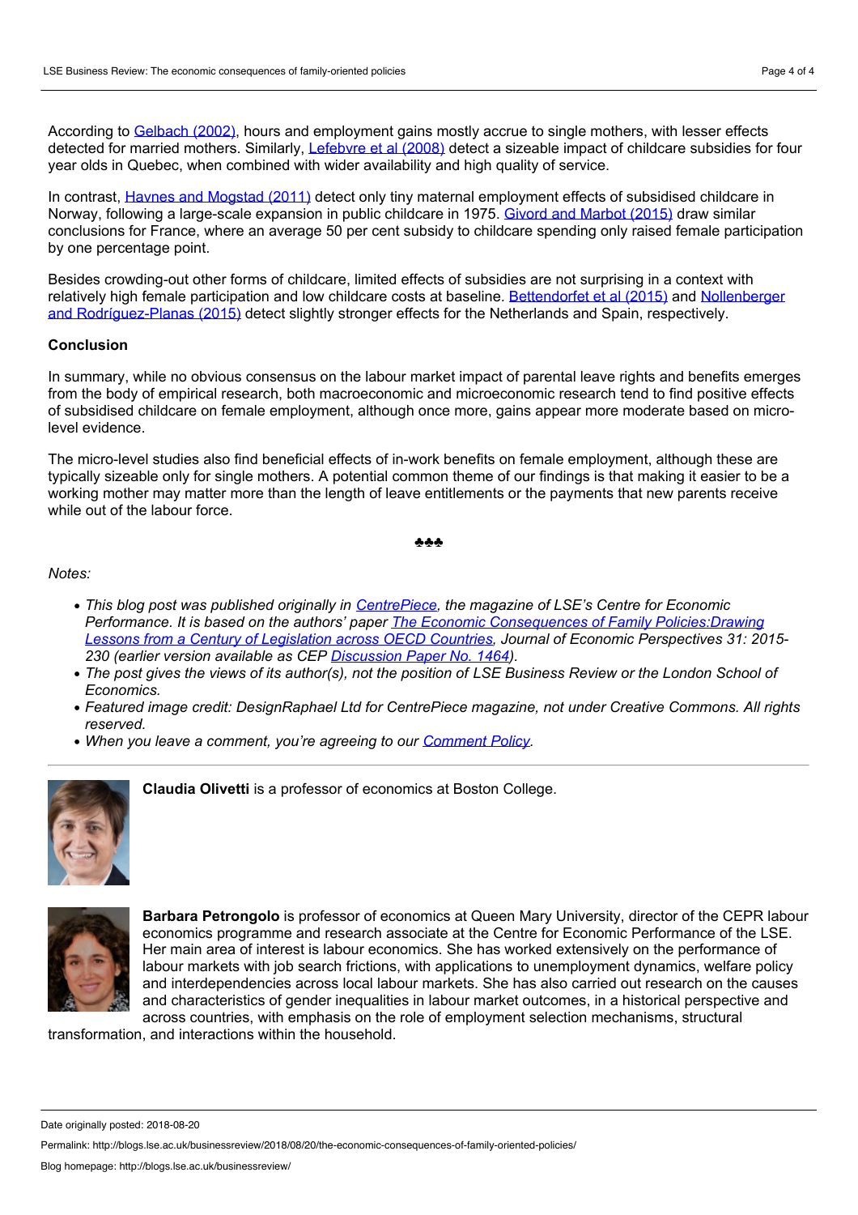According to Gelbach (2002), hours and employment gains mostly accrue to single mothers, with lesser effects detected for married mothers. Similarly, Lefebvre et al (2008) detect a sizeable impact of childcare subsidies for four year olds in Quebec, when combined with wider availability and high quality of service.

In contrast, Havnes and Mogstad (2011) detect only tiny maternal employment effects of subsidised childcare in Norway, following a large-scale expansion in public childcare in 1975. Givord and Marbot (2015) draw similar conclusions for France, where an average 50 per cent subsidy to childcare spending only raised female participation by one percentage point.

Besides crowding-out other forms of childcare, limited effects of subsidies are not surprising in a context with relatively high female participation and low childcare costs at baseline. Bettendorfet et al (2015) and Nollenberger and Rodríguez-Planas (2015) detect slightly stronger effects for the Netherlands and Spain, respectively.

**Conclusion**

In summary, while no obvious consensus on the labour market impact of parental leave rights and benefits emerges from the body of empirical research, both macroeconomic and microeconomic research tend to find positive effects of subsidised childcare on female employment, although once more, gains appear more moderate based on micro-level evidence.

The micro-level studies also find beneficial effects of in-work benefits on female employment, although these are typically sizeable only for single mothers. A potential common theme of our findings is that making it easier to be a working mother may matter more than the length of leave entitlements or the payments that new parents receive while out of the labour force.

♣♣♣

*Notes:*

- *This blog post was published originally in CentrePiece, the magazine of LSE's Centre for Economic Performance. It is based on the authors' paper The Economic Consequences of Family Policies:Drawing Lessons from a Century of Legislation across OECD Countries, Journal of Economic Perspectives 31: 2015-230 (earlier version available as CEP Discussion Paper No. 1464).*
- *The post gives the views of its author(s), not the position of LSE Business Review or the London School of Economics.*
- *Featured image credit: DesignRaphael Ltd for CentrePiece magazine, not under Creative Commons. All rights reserved.*
- *When you leave a comment, you're agreeing to our Comment Policy.*

**Claudia Olivetti** is a professor of economics at Boston College.

**Barbara Petrongolo** is professor of economics at Queen Mary University, director of the CEPR labour economics programme and research associate at the Centre for Economic Performance of the LSE. Her main area of interest is labour economics. She has worked extensively on the performance of labour markets with job search frictions, with applications to unemployment dynamics, welfare policy and interdependencies across local labour markets. She has also carried out research on the causes and characteristics of gender inequalities in labour market outcomes, in a historical perspective and across countries, with emphasis on the role of employment selection mechanisms, structural transformation, and interactions within the household.

Date originally posted: 2018-08-20

Permalink: http://blogs.lse.ac.uk/businessreview/2018/08/20/the-economic-consequences-of-family-oriented-policies/

Blog homepage: http://blogs.lse.ac.uk/businessreview/